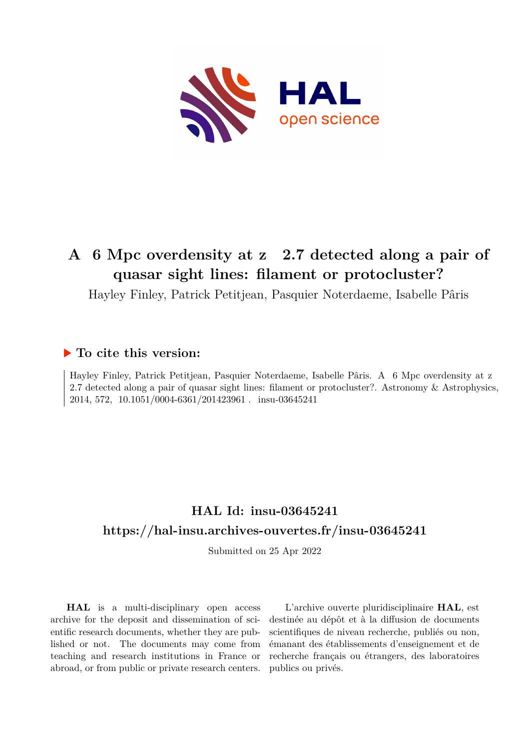# A 6 Mpc overdensity at z 2.7 detected along a pair of quasar sight lines: filament or protocluster?

Hayley Finley, Patrick Petitjean, Pasquier Noterdaeme, Isabelle Pâris

## ▶ To cite this version:

Hayley Finley, Patrick Petitjean, Pasquier Noterdaeme, Isabelle Pâris. A 6 Mpc overdensity at z 2.7 detected along a pair of quasar sight lines: filament or protocluster?. Astronomy & Astrophysics, 2014, 572, 10.1051/0004-6361/201423961. insu-03645241

## HAL Id: insu-03645241

## https://hal-insu.archives-ouvertes.fr/insu-03645241

Submitted on 25 Apr 2022

**HAL** is a multi-disciplinary open access archive for the deposit and dissemination of scientific research documents, whether they are published or not. The documents may come from teaching and research institutions in France or abroad, or from public or private research centers.

L'archive ouverte pluridisciplinaire **HAL**, est destinée au dépôt et à la diffusion de documents scientifiques de niveau recherche, publiés ou non, émanant des établissements d'enseignement et de recherche français ou étrangers, des laboratoires publics ou privés.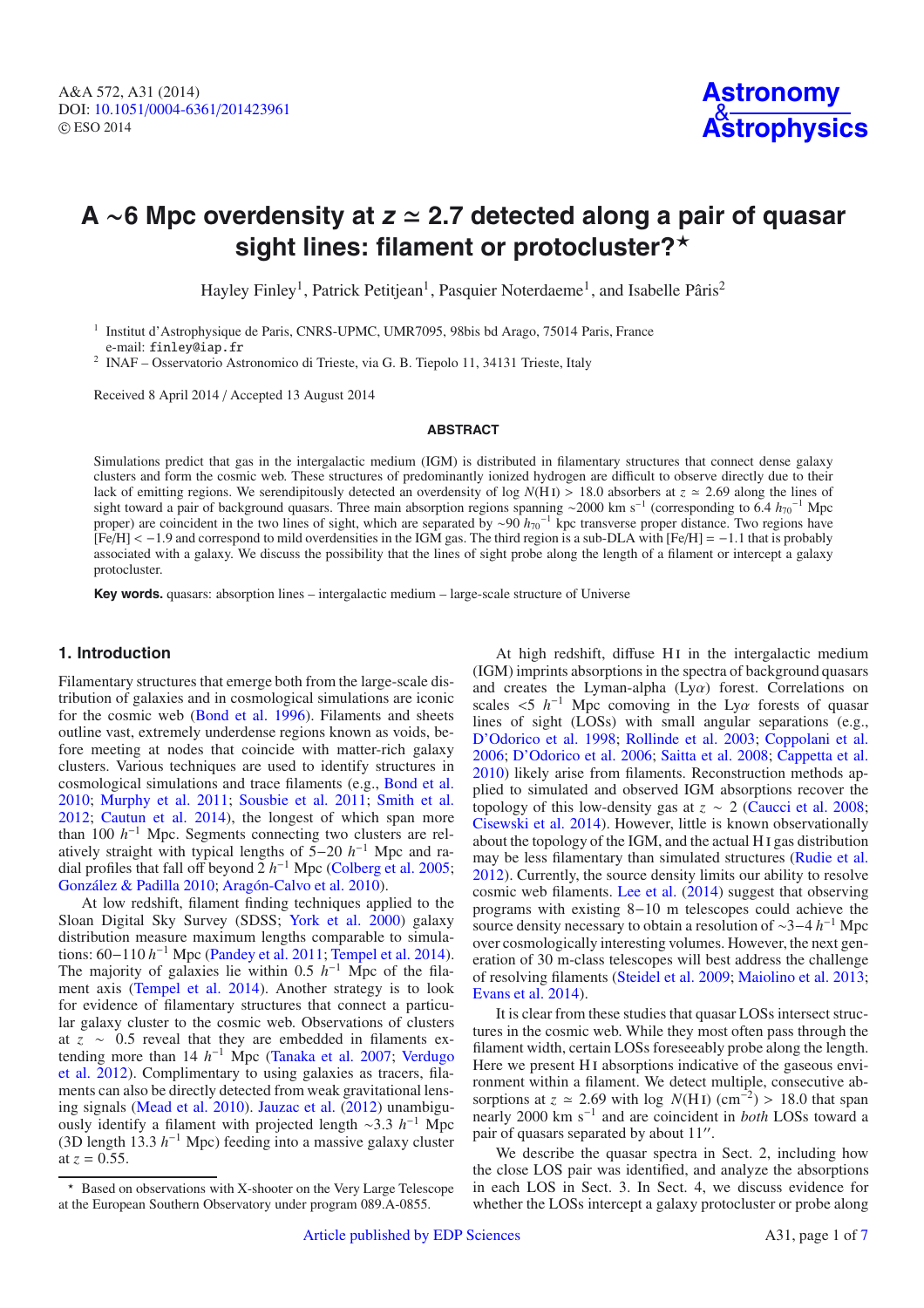# A ∼6 Mpc overdensity at $z \simeq 2.7$ detected along a pair of quasar sight lines: filament or protocluster?★

Hayley Finley[1], Patrick Petitjean[1], Pasquier Noterdaeme[1], and Isabelle Pâris[2]

[1] Institut d'Astrophysique de Paris, CNRS-UPMC, UMR7095, 98bis bd Arago, 75014 Paris, France
e-mail: finley@iap.fr

[2] INAF – Osservatorio Astronomico di Trieste, via G. B. Tiepolo 11, 34131 Trieste, Italy

Received 8 April 2014 / Accepted 13 August 2014

## ABSTRACT

Simulations predict that gas in the intergalactic medium (IGM) is distributed in filamentary structures that connect dense galaxy clusters and form the cosmic web. These structures of predominantly ionized hydrogen are difficult to observe directly due to their lack of emitting regions. We serendipitously detected an overdensity of log $N$(H I) > 18.0 absorbers at $z \simeq 2.69$ along the lines of sight toward a pair of background quasars. Three main absorption regions spanning ∼2000 km s$^{-1}$ (corresponding to 6.4 $h_{70}^{-1}$ Mpc proper) are coincident in the two lines of sight, which are separated by ∼90 $h_{70}^{-1}$ kpc transverse proper distance. Two regions have [Fe/H] < −1.9 and correspond to mild overdensities in the IGM gas. The third region is a sub-DLA with [Fe/H] = −1.1 that is probably associated with a galaxy. We discuss the possibility that the lines of sight probe along the length of a filament or intercept a galaxy protocluster.

**Key words.** quasars: absorption lines – intergalactic medium – large-scale structure of Universe

## 1. Introduction

Filamentary structures that emerge both from the large-scale distribution of galaxies and in cosmological simulations are iconic for the cosmic web (Bond et al. 1996). Filaments and sheets outline vast, extremely underdense regions known as voids, before meeting at nodes that coincide with matter-rich galaxy clusters. Various techniques are used to identify structures in cosmological simulations and trace filaments (e.g., Bond et al. 2010; Murphy et al. 2011; Sousbie et al. 2011; Smith et al. 2012; Cautun et al. 2014), the longest of which span more than 100 $h^{-1}$ Mpc. Segments connecting two clusters are relatively straight with typical lengths of 5−20 $h^{-1}$ Mpc and radial profiles that fall off beyond 2 $h^{-1}$ Mpc (Colberg et al. 2005; González & Padilla 2010; Aragón-Calvo et al. 2010).

At low redshift, filament finding techniques applied to the Sloan Digital Sky Survey (SDSS; York et al. 2000) galaxy distribution measure maximum lengths comparable to simulations: 60−110 $h^{-1}$ Mpc (Pandey et al. 2011; Tempel et al. 2014). The majority of galaxies lie within 0.5 $h^{-1}$ Mpc of the filament axis (Tempel et al. 2014). Another strategy is to look for evidence of filamentary structures that connect a particular galaxy cluster to the cosmic web. Observations of clusters at $z$ ∼ 0.5 reveal that they are embedded in filaments extending more than 14 $h^{-1}$ Mpc (Tanaka et al. 2007; Verdugo et al. 2012). Complimentary to using galaxies as tracers, filaments can also be directly detected from weak gravitational lensing signals (Mead et al. 2010). Jauzac et al. (2012) unambiguously identify a filament with projected length ∼3.3 $h^{-1}$ Mpc (3D length 13.3 $h^{-1}$ Mpc) feeding into a massive galaxy cluster at $z$ = 0.55.

At high redshift, diffuse H I in the intergalactic medium (IGM) imprints absorptions in the spectra of background quasars and creates the Lyman-alpha (Lyα) forest. Correlations on scales <5 $h^{-1}$ Mpc comoving in the Lyα forests of quasar lines of sight (LOSs) with small angular separations (e.g., D'Odorico et al. 1998; Rollinde et al. 2003; Coppolani et al. 2006; D'Odorico et al. 2006; Saitta et al. 2008; Cappetta et al. 2010) likely arise from filaments. Reconstruction methods applied to simulated and observed IGM absorptions recover the topology of this low-density gas at $z$ ∼ 2 (Caucci et al. 2008; Cisewski et al. 2014). However, little is known observationally about the topology of the IGM, and the actual H I gas distribution may be less filamentary than simulated structures (Rudie et al. 2012). Currently, the source density limits our ability to resolve cosmic web filaments. Lee et al. (2014) suggest that observing programs with existing 8−10 m telescopes could achieve the source density necessary to obtain a resolution of ∼3−4 $h^{-1}$ Mpc over cosmologically interesting volumes. However, the next generation of 30 m-class telescopes will best address the challenge of resolving filaments (Steidel et al. 2009; Maiolino et al. 2013; Evans et al. 2014).

It is clear from these studies that quasar LOSs intersect structures in the cosmic web. While they most often pass through the filament width, certain LOSs foreseeably probe along the length. Here we present H I absorptions indicative of the gaseous environment within a filament. We detect multiple, consecutive absorptions at $z \simeq 2.69$ with log $N$(H I) (cm$^{-2}$) > 18.0 that span nearly 2000 km s$^{-1}$ and are coincident in *both* LOSs toward a pair of quasars separated by about 11″.

We describe the quasar spectra in Sect. 2, including how the close LOS pair was identified, and analyze the absorptions in each LOS in Sect. 3. In Sect. 4, we discuss evidence for whether the LOSs intercept a galaxy protocluster or probe along

★ Based on observations with X-shooter on the Very Large Telescope at the European Southern Observatory under program 089.A-0855.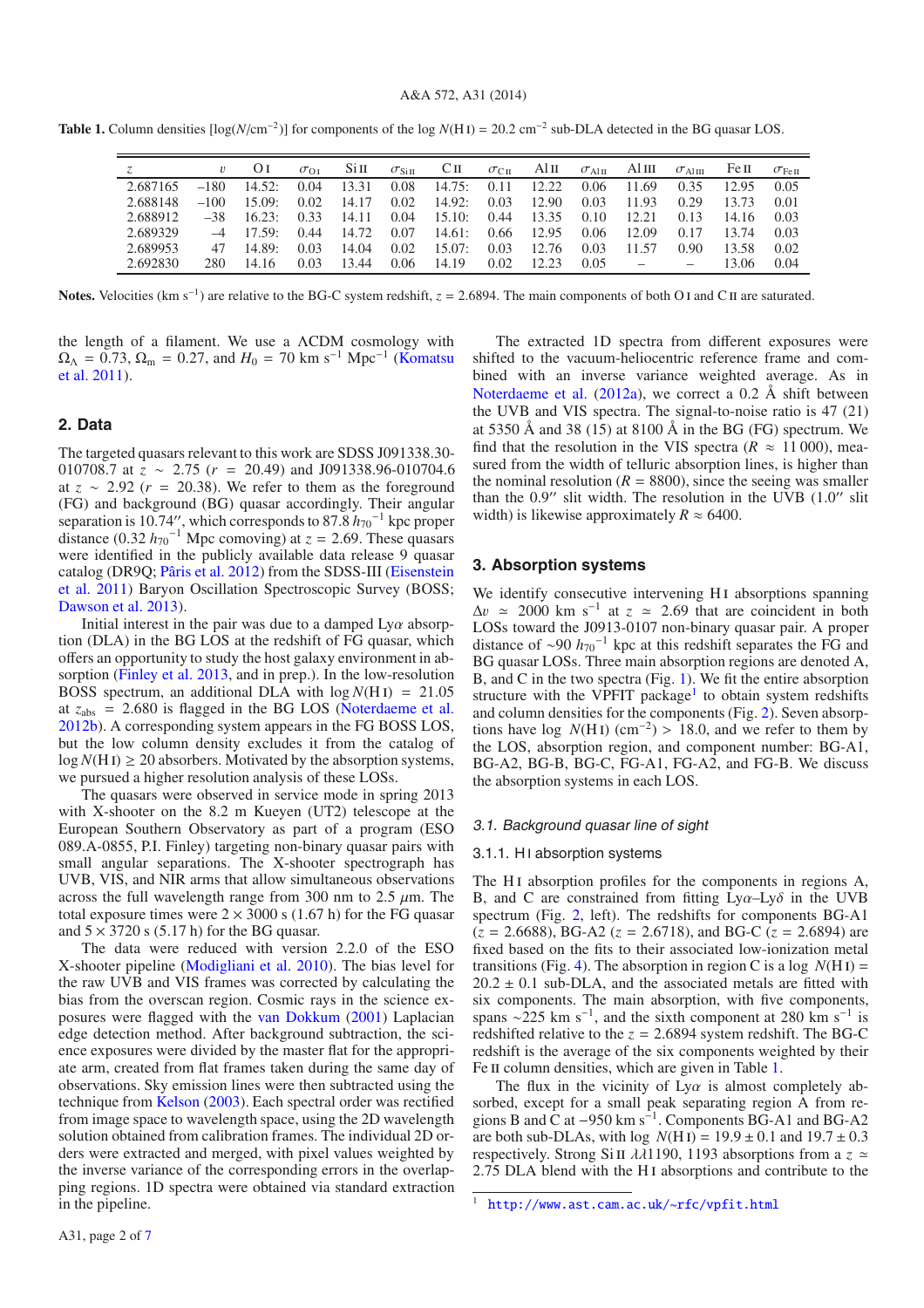**Table 1.** Column densities [$\log(N/\text{cm}^{-2})$] for components of the $\log N(\text{H I}) = 20.2$ cm$^{-2}$ sub-DLA detected in the BG quasar LOS.

| $z$ | $v$ | O I | $\sigma_{\text{O I}}$ | Si II | $\sigma_{\text{Si II}}$ | C II | $\sigma_{\text{C II}}$ | Al II | $\sigma_{\text{Al II}}$ | Al III | $\sigma_{\text{Al III}}$ | Fe II | $\sigma_{\text{Fe II}}$ |
|---|---|---|---|---|---|---|---|---|---|---|---|---|---|
| 2.687165 | −180 | 14.52: | 0.04 | 13.31 | 0.08 | 14.75: | 0.11 | 12.22 | 0.06 | 11.69 | 0.35 | 12.95 | 0.05 |
| 2.688148 | −100 | 15.09: | 0.02 | 14.17 | 0.02 | 14.92: | 0.03 | 12.90 | 0.03 | 11.93 | 0.29 | 13.73 | 0.01 |
| 2.688912 | −38 | 16.23: | 0.33 | 14.11 | 0.04 | 15.10: | 0.44 | 13.35 | 0.10 | 12.21 | 0.13 | 14.16 | 0.03 |
| 2.689329 | −4 | 17.59: | 0.44 | 14.72 | 0.07 | 14.61: | 0.66 | 12.95 | 0.06 | 12.09 | 0.17 | 13.74 | 0.03 |
| 2.689953 | 47 | 14.89: | 0.03 | 14.04 | 0.02 | 15.07: | 0.03 | 12.76 | 0.03 | 11.57 | 0.90 | 13.58 | 0.02 |
| 2.692830 | 280 | 14.16 | 0.03 | 13.44 | 0.06 | 14.19 | 0.02 | 12.23 | 0.05 | – | – | 13.06 | 0.04 |

**Notes.** Velocities (km s$^{-1}$) are relative to the BG-C system redshift, $z = 2.6894$. The main components of both O I and C II are saturated.

the length of a filament. We use a ΛCDM cosmology with $\Omega_\Lambda = 0.73$, $\Omega_m = 0.27$, and $H_0 = 70$ km s$^{-1}$ Mpc$^{-1}$ (Komatsu et al. 2011).

## 2. Data

The targeted quasars relevant to this work are SDSS J091338.30-010708.7 at $z \sim 2.75$ ($r = 20.49$) and J091338.96-010704.6 at $z \sim 2.92$ ($r = 20.38$). We refer to them as the foreground (FG) and background (BG) quasar accordingly. Their angular separation is 10.74″, which corresponds to 87.8 $h_{70}^{-1}$ kpc proper distance (0.32 $h_{70}^{-1}$ Mpc comoving) at $z = 2.69$. These quasars were identified in the publicly available data release 9 quasar catalog (DR9Q; Pâris et al. 2012) from the SDSS-III (Eisenstein et al. 2011) Baryon Oscillation Spectroscopic Survey (BOSS; Dawson et al. 2013).

Initial interest in the pair was due to a damped Lyα absorption (DLA) in the BG LOS at the redshift of FG quasar, which offers an opportunity to study the host galaxy environment in absorption (Finley et al. 2013, and in prep.). In the low-resolution BOSS spectrum, an additional DLA with $\log N(\text{H I}) = 21.05$ at $z_{\text{abs}} = 2.680$ is flagged in the BG LOS (Noterdaeme et al. 2012b). A corresponding system appears in the FG BOSS LOS, but the low column density excludes it from the catalog of $\log N(\text{H I}) \geq 20$ absorbers. Motivated by the absorption systems, we pursued a higher resolution analysis of these LOSs.

The quasars were observed in service mode in spring 2013 with X-shooter on the 8.2 m Kueyen (UT2) telescope at the European Southern Observatory as part of a program (ESO 089.A-0855, P.I. Finley) targeting non-binary quasar pairs with small angular separations. The X-shooter spectrograph has UVB, VIS, and NIR arms that allow simultaneous observations across the full wavelength range from 300 nm to 2.5 μm. The total exposure times were $2 \times 3000$ s (1.67 h) for the FG quasar and $5 \times 3720$ s (5.17 h) for the BG quasar.

The data were reduced with version 2.2.0 of the ESO X-shooter pipeline (Modigliani et al. 2010). The bias level for the raw UVB and VIS frames was corrected by calculating the bias from the overscan region. Cosmic rays in the science exposures were flagged with the van Dokkum (2001) Laplacian edge detection method. After background subtraction, the science exposures were divided by the master flat for the appropriate arm, created from flat frames taken during the same day of observations. Sky emission lines were then subtracted using the technique from Kelson (2003). Each spectral order was rectified from image space to wavelength space, using the 2D wavelength solution obtained from calibration frames. The individual 2D orders were extracted and merged, with pixel values weighted by the inverse variance of the corresponding errors in the overlapping regions. 1D spectra were obtained via standard extraction in the pipeline.

The extracted 1D spectra from different exposures were shifted to the vacuum-heliocentric reference frame and combined with an inverse variance weighted average. As in Noterdaeme et al. (2012a), we correct a 0.2 Å shift between the UVB and VIS spectra. The signal-to-noise ratio is 47 (21) at 5350 Å and 38 (15) at 8100 Å in the BG (FG) spectrum. We find that the resolution in the VIS spectra ($R \approx 11\,000$), measured from the width of telluric absorption lines, is higher than the nominal resolution ($R = 8800$), since the seeing was smaller than the 0.9″ slit width. The resolution in the UVB (1.0″ slit width) is likewise approximately $R \approx 6400$.

## 3. Absorption systems

We identify consecutive intervening H I absorptions spanning $\Delta v \simeq 2000$ km s$^{-1}$ at $z \simeq 2.69$ that are coincident in both LOSs toward the J0913-0107 non-binary quasar pair. A proper distance of ~90 $h_{70}^{-1}$ kpc at this redshift separates the FG and BG quasar LOSs. Three main absorption regions are denoted A, B, and C in the two spectra (Fig. 1). We fit the entire absorption structure with the VPFIT package[1] to obtain system redshifts and column densities for the components (Fig. 2). Seven absorptions have $\log N(\text{H I})$ (cm$^{-2}$) > 18.0, and we refer to them by the LOS, absorption region, and component number: BG-A1, BG-A2, BG-B, BG-C, FG-A1, FG-A2, and FG-B. We discuss the absorption systems in each LOS.

### *3.1. Background quasar line of sight*

#### 3.1.1. H I absorption systems

The H I absorption profiles for the components in regions A, B, and C are constrained from fitting Lyα–Lyδ in the UVB spectrum (Fig. 2, left). The redshifts for components BG-A1 ($z = 2.6688$), BG-A2 ($z = 2.6718$), and BG-C ($z = 2.6894$) are fixed based on the fits to their associated low-ionization metal transitions (Fig. 4). The absorption in region C is a $\log N(\text{H I}) = 20.2 \pm 0.1$ sub-DLA, and the associated metals are fitted with six components. The main absorption, with five components, spans ~225 km s$^{-1}$, and the sixth component at 280 km s$^{-1}$ is redshifted relative to the $z = 2.6894$ system redshift. The BG-C redshift is the average of the six components weighted by their Fe II column densities, which are given in Table 1.

The flux in the vicinity of Lyα is almost completely absorbed, except for a small peak separating region A from regions B and C at −950 km s$^{-1}$. Components BG-A1 and BG-A2 are both sub-DLAs, with $\log N(\text{H I}) = 19.9 \pm 0.1$ and $19.7 \pm 0.3$ respectively. Strong Si II λλ1190, 1193 absorptions from a $z \simeq 2.75$ DLA blend with the H I absorptions and contribute to the

[1] http://www.ast.cam.ac.uk/~rfc/vpfit.html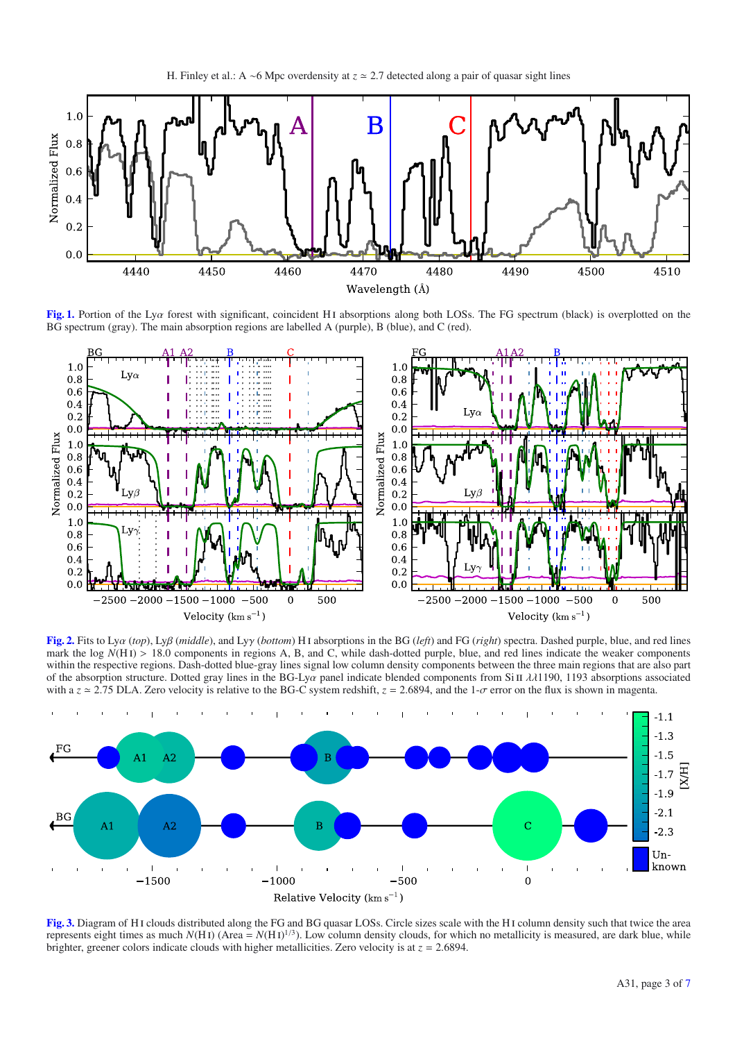**Fig. 1.** Portion of the Lyα forest with significant, coincident H I absorptions along both LOSs. The FG spectrum (black) is overplotted on the BG spectrum (gray). The main absorption regions are labelled A (purple), B (blue), and C (red).

**Fig. 2.** Fits to Lyα (*top*), Lyβ (*middle*), and Lyγ (*bottom*) H I absorptions in the BG (*left*) and FG (*right*) spectra. Dashed purple, blue, and red lines mark the log $N(\text{H I}) > 18.0$ components in regions A, B, and C, while dash-dotted purple, blue, and red lines indicate the weaker components within the respective regions. Dash-dotted blue-gray lines signal low column density components between the three main regions that are also part of the absorption structure. Dotted gray lines in the BG-Lyα panel indicate blended components from Si II λλ1190, 1193 absorptions associated with a $z \simeq 2.75$ DLA. Zero velocity is relative to the BG-C system redshift, $z = 2.6894$, and the 1-σ error on the flux is shown in magenta.

**Fig. 3.** Diagram of H I clouds distributed along the FG and BG quasar LOSs. Circle sizes scale with the H I column density such that twice the area represents eight times as much $N(\text{H I})$ (Area = $N(\text{H I})^{1/3}$). Low column density clouds, for which no metallicity is measured, are dark blue, while brighter, greener colors indicate clouds with higher metallicities. Zero velocity is at $z = 2.6894$.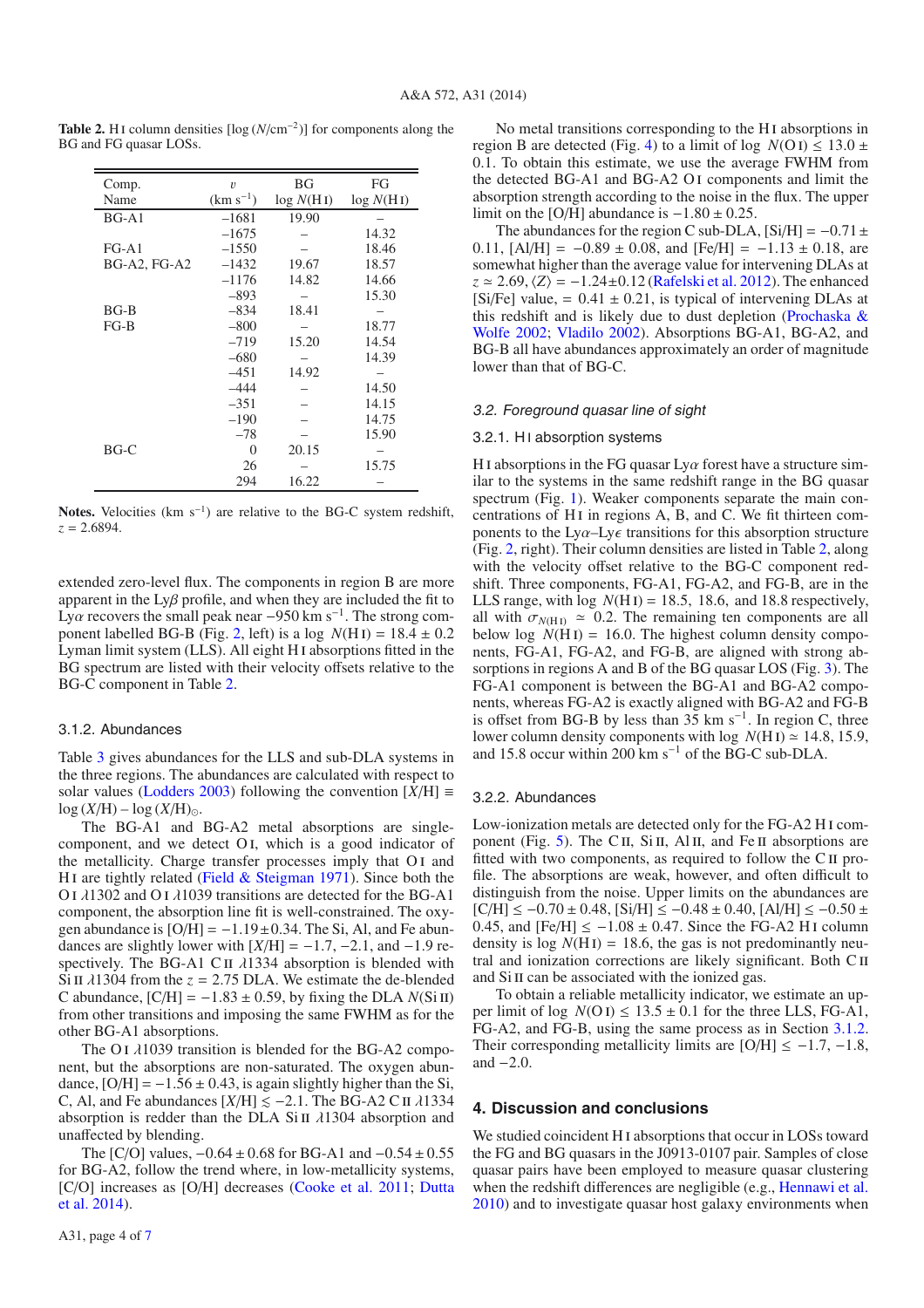**Table 2.** H I column densities [log ($N$/cm$^{-2}$)] for components along the BG and FG quasar LOSs.

| Comp. Name | $v$ (km s$^{-1}$) | BG log $N$(H I) | FG log $N$(H I) |
|---|---|---|---|
| BG-A1 | −1681 | 19.90 | – |
| | −1675 | – | 14.32 |
| FG-A1 | −1550 | – | 18.46 |
| BG-A2, FG-A2 | −1432 | 19.67 | 18.57 |
| | −1176 | 14.82 | 14.66 |
| | −893 | – | 15.30 |
| BG-B | −834 | 18.41 | – |
| FG-B | −800 | – | 18.77 |
| | −719 | 15.20 | 14.54 |
| | −680 | – | 14.39 |
| | −451 | 14.92 | – |
| | −444 | – | 14.50 |
| | −351 | – | 14.15 |
| | −190 | – | 14.75 |
| | −78 | – | 15.90 |
| BG-C | 0 | 20.15 | – |
| | 26 | – | 15.75 |
| | 294 | 16.22 | – |

**Notes.** Velocities (km s$^{-1}$) are relative to the BG-C system redshift, $z$ = 2.6894.

extended zero-level flux. The components in region B are more apparent in the Ly$\beta$ profile, and when they are included the fit to Ly$\alpha$ recovers the small peak near −950 km s$^{-1}$. The strong component labelled BG-B (Fig. 2, left) is a log $N$(H I) = 18.4 ± 0.2 Lyman limit system (LLS). All eight H I absorptions fitted in the BG spectrum are listed with their velocity offsets relative to the BG-C component in Table 2.

#### 3.1.2. Abundances

Table 3 gives abundances for the LLS and sub-DLA systems in the three regions. The abundances are calculated with respect to solar values (Lodders 2003) following the convention [$X$/H] ≡ log ($X$/H) – log ($X$/H)$_\odot$.

The BG-A1 and BG-A2 metal absorptions are single-component, and we detect O I, which is a good indicator of the metallicity. Charge transfer processes imply that O I and H I are tightly related (Field & Steigman 1971). Since both the O I $\lambda$1302 and O I $\lambda$1039 transitions are detected for the BG-A1 component, the absorption line fit is well-constrained. The oxygen abundance is [O/H] = −1.19 ± 0.34. The Si, Al, and Fe abundances are slightly lower with [$X$/H] = −1.7, −2.1, and −1.9 respectively. The BG-A1 C II $\lambda$1334 absorption is blended with Si II $\lambda$1304 from the $z$ = 2.75 DLA. We estimate the de-blended C abundance, [C/H] = −1.83 ± 0.59, by fixing the DLA $N$(Si II) from other transitions and imposing the same FWHM as for the other BG-A1 absorptions.

The O I $\lambda$1039 transition is blended for the BG-A2 component, but the absorptions are non-saturated. The oxygen abundance, [O/H] = −1.56 ± 0.43, is again slightly higher than the Si, C, Al, and Fe abundances [$X$/H] $\lesssim$ −2.1. The BG-A2 C II $\lambda$1334 absorption is redder than the DLA Si II $\lambda$1304 absorption and unaffected by blending.

The [C/O] values, −0.64 ± 0.68 for BG-A1 and −0.54 ± 0.55 for BG-A2, follow the trend where, in low-metallicity systems, [C/O] increases as [O/H] decreases (Cooke et al. 2011; Dutta et al. 2014).

No metal transitions corresponding to the H I absorptions in region B are detected (Fig. 4) to a limit of log $N$(O I) ≤ 13.0 ± 0.1. To obtain this estimate, we use the average FWHM from the detected BG-A1 and BG-A2 O I components and limit the absorption strength according to the noise in the flux. The upper limit on the [O/H] abundance is −1.80 ± 0.25.

The abundances for the region C sub-DLA, [Si/H] = −0.71 ± 0.11, [Al/H] = −0.89 ± 0.08, and [Fe/H] = −1.13 ± 0.18, are somewhat higher than the average value for intervening DLAs at $z$ ≃ 2.69, ⟨$Z$⟩ = −1.24±0.12 (Rafelski et al. 2012). The enhanced [Si/Fe] value, = 0.41 ± 0.21, is typical of intervening DLAs at this redshift and is likely due to dust depletion (Prochaska & Wolfe 2002; Vladilo 2002). Absorptions BG-A1, BG-A2, and BG-B all have abundances approximately an order of magnitude lower than that of BG-C.

### 3.2. Foreground quasar line of sight

#### 3.2.1. H I absorption systems

H I absorptions in the FG quasar Ly$\alpha$ forest have a structure similar to the systems in the same redshift range in the BG quasar spectrum (Fig. 1). Weaker components separate the main concentrations of H I in regions A, B, and C. We fit thirteen components to the Ly$\alpha$–Ly$\epsilon$ transitions for this absorption structure (Fig. 2, right). Their column densities are listed in Table 2, along with the velocity offset relative to the BG-C component redshift. Three components, FG-A1, FG-A2, and FG-B, are in the LLS range, with log $N$(H I) = 18.5, 18.6, and 18.8 respectively, all with $\sigma_{N(\mathrm{H\,I})}$ ≃ 0.2. The remaining ten components are all below log $N$(H I) = 16.0. The highest column density components, FG-A1, FG-A2, and FG-B, are aligned with strong absorptions in regions A and B of the BG quasar LOS (Fig. 3). The FG-A1 component is between the BG-A1 and BG-A2 components, whereas FG-A2 is exactly aligned with BG-A2 and FG-B is offset from BG-B by less than 35 km s$^{-1}$. In region C, three lower column density components with log $N$(H I) ≃ 14.8, 15.9, and 15.8 occur within 200 km s$^{-1}$ of the BG-C sub-DLA.

#### 3.2.2. Abundances

Low-ionization metals are detected only for the FG-A2 H I component (Fig. 5). The C II, Si II, Al II, and Fe II absorptions are fitted with two components, as required to follow the C II profile. The absorptions are weak, however, and often difficult to distinguish from the noise. Upper limits on the abundances are [C/H] ≤ −0.70 ± 0.48, [Si/H] ≤ −0.48 ± 0.40, [Al/H] ≤ −0.50 ± 0.45, and [Fe/H] ≤ −1.08 ± 0.47. Since the FG-A2 H I column density is log $N$(H I) = 18.6, the gas is not predominantly neutral and ionization corrections are likely significant. Both C II and Si II can be associated with the ionized gas.

To obtain a reliable metallicity indicator, we estimate an upper limit of log $N$(O I) ≤ 13.5 ± 0.1 for the three LLS, FG-A1, FG-A2, and FG-B, using the same process as in Section 3.1.2. Their corresponding metallicity limits are [O/H] ≤ −1.7, −1.8, and −2.0.

## 4. Discussion and conclusions

We studied coincident H I absorptions that occur in LOSs toward the FG and BG quasars in the J0913-0107 pair. Samples of close quasar pairs have been employed to measure quasar clustering when the redshift differences are negligible (e.g., Hennawi et al. 2010) and to investigate quasar host galaxy environments when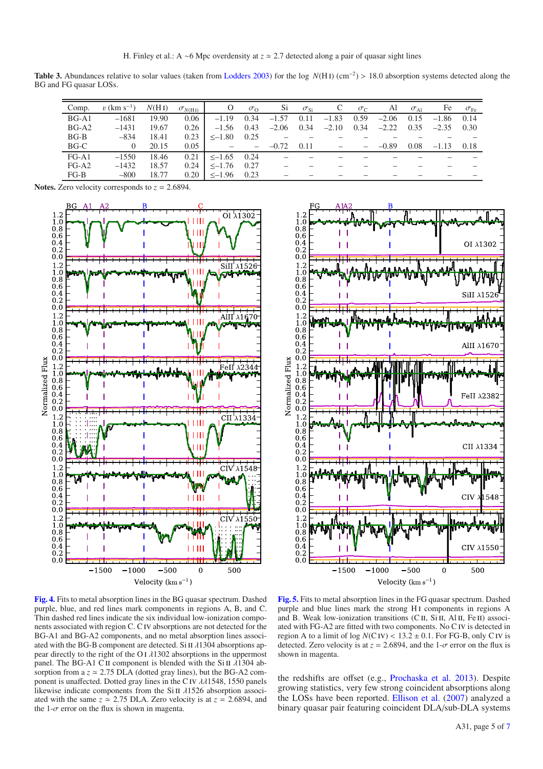**Table 3.** Abundances relative to solar values (taken from Lodders 2003) for the log $N(\mathrm{H\,I})$ (cm$^{-2}$) > 18.0 absorption systems detected along the BG and FG quasar LOSs.

| Comp. | $v$ (km s$^{-1}$) | $N$(H I) | $\sigma_{N(\mathrm{HI})}$ | O | $\sigma_\mathrm{O}$ | Si | $\sigma_\mathrm{Si}$ | C | $\sigma_\mathrm{C}$ | Al | $\sigma_\mathrm{Al}$ | Fe | $\sigma_\mathrm{Fe}$ |
|---|---|---|---|---|---|---|---|---|---|---|---|---|---|
| BG-A1 | −1681 | 19.90 | 0.06 | −1.19 | 0.34 | −1.57 | 0.11 | −1.83 | 0.59 | −2.06 | 0.15 | −1.86 | 0.14 |
| BG-A2 | −1431 | 19.67 | 0.26 | −1.56 | 0.43 | −2.06 | 0.34 | −2.10 | 0.34 | −2.22 | 0.35 | −2.35 | 0.30 |
| BG-B | −834 | 18.41 | 0.23 | ≤−1.80 | 0.25 | – | – | – | – | – | – | – | – |
| BG-C | 0 | 20.15 | 0.05 | – | – | −0.72 | 0.11 | – | – | −0.89 | 0.08 | −1.13 | 0.18 |
| FG-A1 | −1550 | 18.46 | 0.21 | ≤−1.65 | 0.24 | – | – | – | – | – | – | – | – |
| FG-A2 | −1432 | 18.57 | 0.24 | ≤−1.76 | 0.27 | – | – | – | – | – | – | – | – |
| FG-B | −800 | 18.77 | 0.20 | ≤−1.96 | 0.23 | – | – | – | – | – | – | – | – |

**Notes.** Zero velocity corresponds to $z = 2.6894$.

**Fig. 4.** Fits to metal absorption lines in the BG quasar spectrum. Dashed purple, blue, and red lines mark components in regions A, B, and C. Thin dashed red lines indicate the six individual low-ionization components associated with region C. C IV absorptions are not detected for the BG-A1 and BG-A2 components, and no metal absorption lines associated with the BG-B component are detected. Si II $\lambda$1304 absorptions appear directly to the right of the O I $\lambda$1302 absorptions in the uppermost panel. The BG-A1 C II component is blended with the Si II $\lambda$1304 absorption from a $z \simeq 2.75$ DLA (dotted gray lines), but the BG-A2 component is unaffected. Dotted gray lines in the C IV $\lambda\lambda$1548, 1550 panels likewise indicate components from the Si II $\lambda$1526 absorption associated with the same $z \simeq 2.75$ DLA. Zero velocity is at $z = 2.6894$, and the 1-$\sigma$ error on the flux is shown in magenta.

**Fig. 5.** Fits to metal absorption lines in the FG quasar spectrum. Dashed purple and blue lines mark the strong H I components in regions A and B. Weak low-ionization transitions (C II, Si II, Al II, Fe II) associated with FG-A2 are fitted with two components. No C IV is detected in region A to a limit of log $N(\mathrm{C\,IV}) < 13.2 \pm 0.1$. For FG-B, only C IV is detected. Zero velocity is at $z = 2.6894$, and the 1-$\sigma$ error on the flux is shown in magenta.

the redshifts are offset (e.g., Prochaska et al. 2013). Despite growing statistics, very few strong coincident absorptions along the LOSs have been reported. Ellison et al. (2007) analyzed a binary quasar pair featuring coincident DLA/sub-DLA systems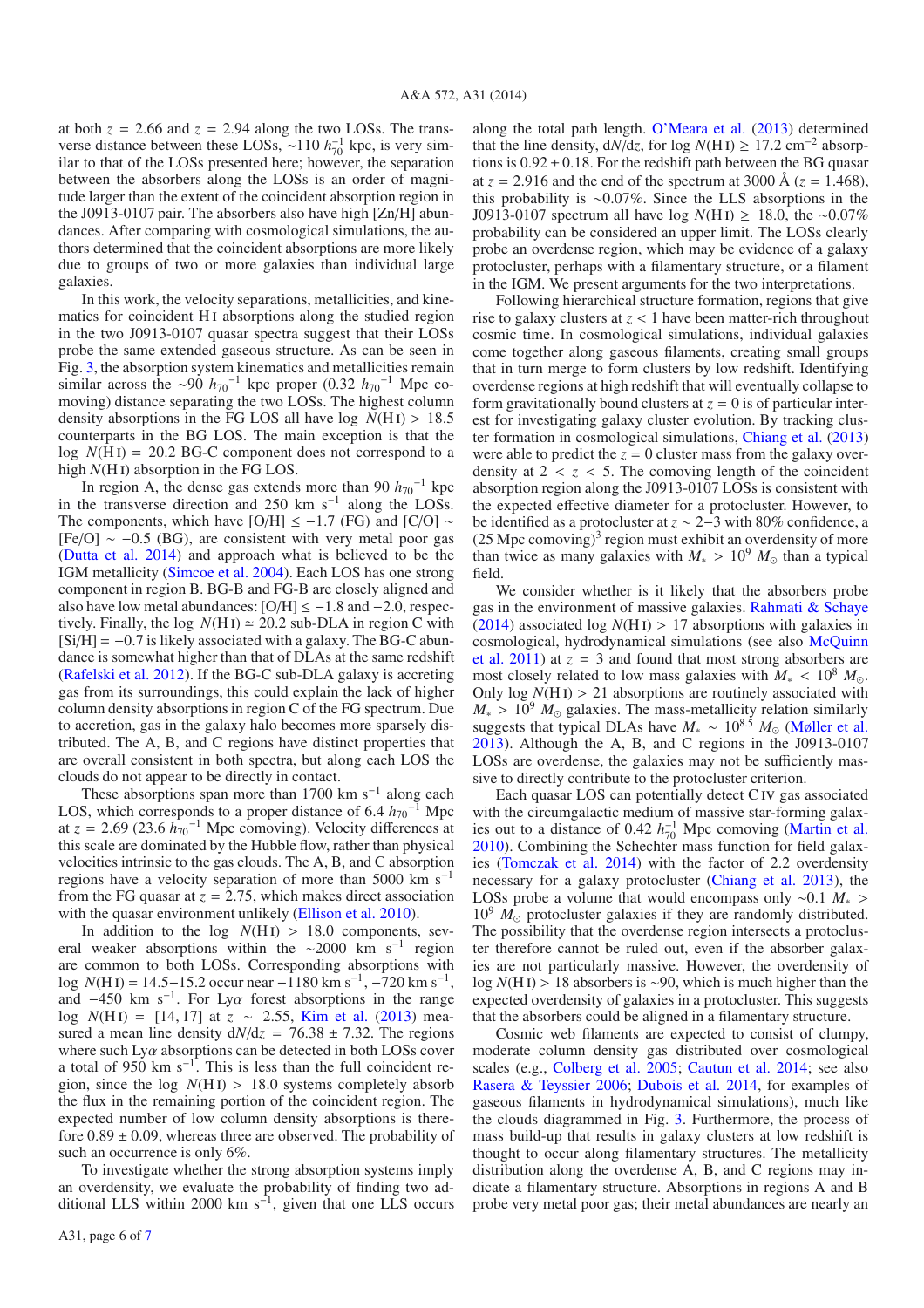at both $z = 2.66$ and $z = 2.94$ along the two LOSs. The transverse distance between these LOSs, $\sim 110\ h_{70}^{-1}$ kpc, is very similar to that of the LOSs presented here; however, the separation between the absorbers along the LOSs is an order of magnitude larger than the extent of the coincident absorption region in the J0913-0107 pair. The absorbers also have high [Zn/H] abundances. After comparing with cosmological simulations, the authors determined that the coincident absorptions are more likely due to groups of two or more galaxies than individual large galaxies.

In this work, the velocity separations, metallicities, and kinematics for coincident H I absorptions along the studied region in the two J0913-0107 quasar spectra suggest that their LOSs probe the same extended gaseous structure. As can be seen in Fig. 3, the absorption system kinematics and metallicities remain similar across the $\sim 90\ h_{70}{}^{-1}$ kpc proper ($0.32\ h_{70}{}^{-1}$ Mpc comoving) distance separating the two LOSs. The highest column density absorptions in the FG LOS all have log $N(\mathrm{H\,I}) > 18.5$ counterparts in the BG LOS. The main exception is that the log $N(\mathrm{H\,I}) = 20.2$ BG-C component does not correspond to a high $N(\mathrm{H\,I})$ absorption in the FG LOS.

In region A, the dense gas extends more than 90 $h_{70}{}^{-1}$ kpc in the transverse direction and 250 km s$^{-1}$ along the LOSs. The components, which have [O/H] $\leq -1.7$ (FG) and [C/O] $\sim$ [Fe/O] $\sim -0.5$ (BG), are consistent with very metal poor gas (Dutta et al. 2014) and approach what is believed to be the IGM metallicity (Simcoe et al. 2004). Each LOS has one strong component in region B. BG-B and FG-B are closely aligned and also have low metal abundances: [O/H] $\leq -1.8$ and $-2.0$, respectively. Finally, the log $N(\mathrm{H\,I}) \simeq 20.2$ sub-DLA in region C with [Si/H] $= -0.7$ is likely associated with a galaxy. The BG-C abundance is somewhat higher than that of DLAs at the same redshift (Rafelski et al. 2012). If the BG-C sub-DLA galaxy is accreting gas from its surroundings, this could explain the lack of higher column density absorptions in region C of the FG spectrum. Due to accretion, gas in the galaxy halo becomes more sparsely distributed. The A, B, and C regions have distinct properties that are overall consistent in both spectra, but along each LOS the clouds do not appear to be directly in contact.

These absorptions span more than 1700 km s$^{-1}$ along each LOS, which corresponds to a proper distance of 6.4 $h_{70}{}^{-1}$ Mpc at $z = 2.69$ (23.6 $h_{70}{}^{-1}$ Mpc comoving). Velocity differences at this scale are dominated by the Hubble flow, rather than physical velocities intrinsic to the gas clouds. The A, B, and C absorption regions have a velocity separation of more than 5000 km s$^{-1}$ from the FG quasar at $z = 2.75$, which makes direct association with the quasar environment unlikely (Ellison et al. 2010).

In addition to the log $N(\mathrm{H\,I}) > 18.0$ components, several weaker absorptions within the $\sim$2000 km s$^{-1}$ region are common to both LOSs. Corresponding absorptions with log $N(\mathrm{H\,I}) = 14.5$–$15.2$ occur near $-1180$ km s$^{-1}$, $-720$ km s$^{-1}$, and $-450$ km s$^{-1}$. For Ly$\alpha$ forest absorptions in the range log $N(\mathrm{H\,I}) = [14, 17]$ at $z \sim 2.55$, Kim et al. (2013) measured a mean line density d$N$/d$z$ = 76.38 ± 7.32. The regions where such Ly$\alpha$ absorptions can be detected in both LOSs cover a total of 950 km s$^{-1}$. This is less than the full coincident region, since the log $N(\mathrm{H\,I}) > 18.0$ systems completely absorb the flux in the remaining portion of the coincident region. The expected number of low column density absorptions is therefore 0.89 ± 0.09, whereas three are observed. The probability of such an occurrence is only 6%.

To investigate whether the strong absorption systems imply an overdensity, we evaluate the probability of finding two additional LLS within 2000 km s$^{-1}$, given that one LLS occurs along the total path length. O'Meara et al. (2013) determined that the line density, d$N$/d$z$, for log $N(\mathrm{H\,I}) \geq 17.2$ cm$^{-2}$ absorptions is 0.92 ± 0.18. For the redshift path between the BG quasar at $z = 2.916$ and the end of the spectrum at 3000 Å ($z = 1.468$), this probability is $\sim$0.07%. Since the LLS absorptions in the J0913-0107 spectrum all have log $N(\mathrm{H\,I}) \geq 18.0$, the $\sim$0.07% probability can be considered an upper limit. The LOSs clearly probe an overdense region, which may be evidence of a galaxy protocluster, perhaps with a filamentary structure, or a filament in the IGM. We present arguments for the two interpretations.

Following hierarchical structure formation, regions that give rise to galaxy clusters at $z < 1$ have been matter-rich throughout cosmic time. In cosmological simulations, individual galaxies come together along gaseous filaments, creating small groups that in turn merge to form clusters by low redshift. Identifying overdense regions at high redshift that will eventually collapse to form gravitationally bound clusters at $z = 0$ is of particular interest for investigating galaxy cluster evolution. By tracking cluster formation in cosmological simulations, Chiang et al. (2013) were able to predict the $z = 0$ cluster mass from the galaxy overdensity at $2 < z < 5$. The comoving length of the coincident absorption region along the J0913-0107 LOSs is consistent with the expected effective diameter for a protocluster. However, to be identified as a protocluster at $z \sim 2$–$3$ with 80% confidence, a (25 Mpc comoving)$^3$ region must exhibit an overdensity of more than twice as many galaxies with $M_* > 10^9\ M_\odot$ than a typical field.

We consider whether is it likely that the absorbers probe gas in the environment of massive galaxies. Rahmati & Schaye (2014) associated log $N(\mathrm{H\,I}) > 17$ absorptions with galaxies in cosmological, hydrodynamical simulations (see also McQuinn et al. 2011) at $z = 3$ and found that most strong absorbers are most closely related to low mass galaxies with $M_* < 10^8\ M_\odot$. Only log $N(\mathrm{H\,I}) > 21$ absorptions are routinely associated with $M_* > 10^9\ M_\odot$ galaxies. The mass-metallicity relation similarly suggests that typical DLAs have $M_* \sim 10^{8.5}\ M_\odot$ (Møller et al. 2013). Although the A, B, and C regions in the J0913-0107 LOSs are overdense, the galaxies may not be sufficiently massive to directly contribute to the protocluster criterion.

Each quasar LOS can potentially detect C IV gas associated with the circumgalactic medium of massive star-forming galaxies out to a distance of 0.42 $h_{70}^{-1}$ Mpc comoving (Martin et al. 2010). Combining the Schechter mass function for field galaxies (Tomczak et al. 2014) with the factor of 2.2 overdensity necessary for a galaxy protocluster (Chiang et al. 2013), the LOSs probe a volume that would encompass only $\sim$0.1 $M_* > 10^9\ M_\odot$ protocluster galaxies if they are randomly distributed. The possibility that the overdense region intersects a protocluster therefore cannot be ruled out, even if the absorber galaxies are not particularly massive. However, the overdensity of log $N(\mathrm{H\,I}) > 18$ absorbers is $\sim$90, which is much higher than the expected overdensity of galaxies in a protocluster. This suggests that the absorbers could be aligned in a filamentary structure.

Cosmic web filaments are expected to consist of clumpy, moderate column density gas distributed over cosmological scales (e.g., Colberg et al. 2005; Cautun et al. 2014; see also Rasera & Teyssier 2006; Dubois et al. 2014, for examples of gaseous filaments in hydrodynamical simulations), much like the clouds diagrammed in Fig. 3. Furthermore, the process of mass build-up that results in galaxy clusters at low redshift is thought to occur along filamentary structures. The metallicity distribution along the overdense A, B, and C regions may indicate a filamentary structure. Absorptions in regions A and B probe very metal poor gas; their metal abundances are nearly an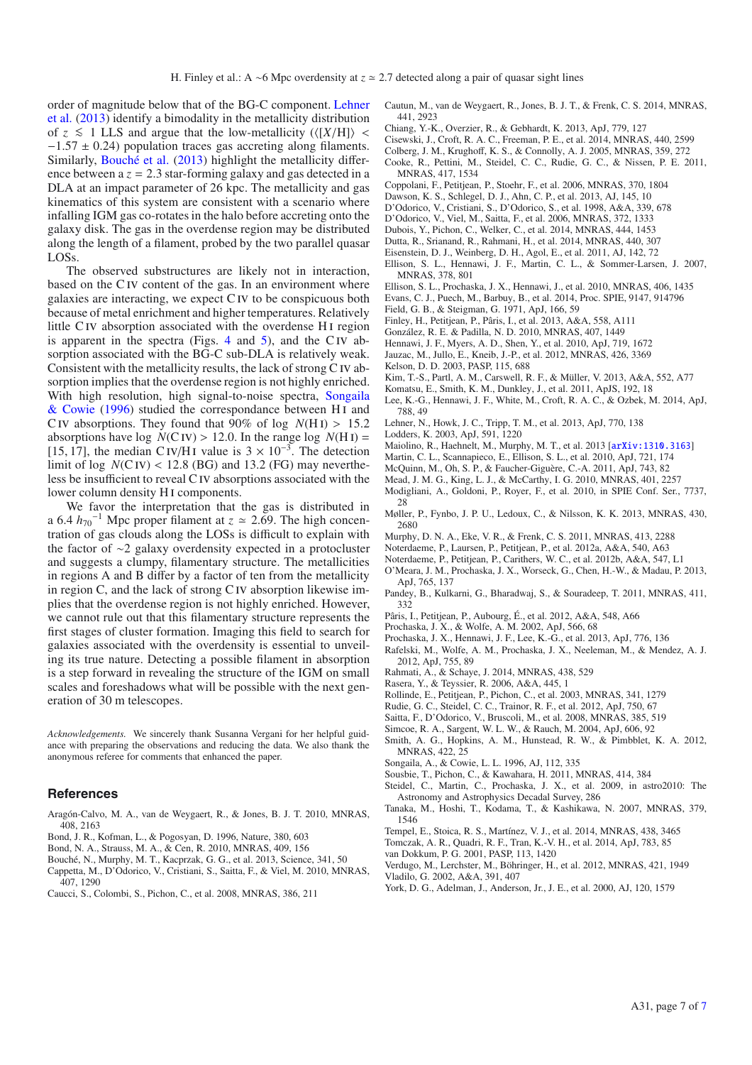order of magnitude below that of the BG-C component. Lehner et al. (2013) identify a bimodality in the metallicity distribution of $z \lesssim 1$ LLS and argue that the low-metallicity ($\langle[X/H]\rangle < -1.57 \pm 0.24$) population traces gas accreting along filaments. Similarly, Bouché et al. (2013) highlight the metallicity difference between a $z = 2.3$ star-forming galaxy and gas detected in a DLA at an impact parameter of 26 kpc. The metallicity and gas kinematics of this system are consistent with a scenario where infalling IGM gas co-rotates in the halo before accreting onto the galaxy disk. The gas in the overdense region may be distributed along the length of a filament, probed by the two parallel quasar LOSs.

The observed substructures are likely not in interaction, based on the C IV content of the gas. In an environment where galaxies are interacting, we expect C IV to be conspicuous both because of metal enrichment and higher temperatures. Relatively little C IV absorption associated with the overdense H I region is apparent in the spectra (Figs. 4 and 5), and the C IV absorption associated with the BG-C sub-DLA is relatively weak. Consistent with the metallicity results, the lack of strong C IV absorption implies that the overdense region is not highly enriched. With high resolution, high signal-to-noise spectra, Songaila & Cowie (1996) studied the correspondance between H I and C IV absorptions. They found that 90% of log $N$(H I) > 15.2 absorptions have log $N$(C IV) > 12.0. In the range log $N$(H I) = [15, 17], the median C IV/H I value is $3 \times 10^{-3}$. The detection limit of log $N$(C IV) < 12.8 (BG) and 13.2 (FG) may nevertheless be insufficient to reveal C IV absorptions associated with the lower column density H I components.

We favor the interpretation that the gas is distributed in a 6.4 $h_{70}{}^{-1}$ Mpc proper filament at $z \simeq 2.69$. The high concentration of gas clouds along the LOSs is difficult to explain with the factor of ~2 galaxy overdensity expected in a protocluster and suggests a clumpy, filamentary structure. The metallicities in regions A and B differ by a factor of ten from the metallicity in region C, and the lack of strong C IV absorption likewise implies that the overdense region is not highly enriched. However, we cannot rule out that this filamentary structure represents the first stages of cluster formation. Imaging this field to search for galaxies associated with the overdensity is essential to unveiling its true nature. Detecting a possible filament in absorption is a step forward in revealing the structure of the IGM on small scales and foreshadows what will be possible with the next generation of 30 m telescopes.

*Acknowledgements.* We sincerely thank Susanna Vergani for her helpful guidance with preparing the observations and reducing the data. We also thank the anonymous referee for comments that enhanced the paper.

## References

Aragón-Calvo, M. A., van de Weygaert, R., & Jones, B. J. T. 2010, MNRAS, 408, 2163
Bond, J. R., Kofman, L., & Pogosyan, D. 1996, Nature, 380, 603
Bond, N. A., Strauss, M. A., & Cen, R. 2010, MNRAS, 409, 156
Bouché, N., Murphy, M. T., Kacprzak, G. G., et al. 2013, Science, 341, 50
Cappetta, M., D'Odorico, V., Cristiani, S., Saitta, F., & Viel, M. 2010, MNRAS, 407, 1290
Caucci, S., Colombi, S., Pichon, C., et al. 2008, MNRAS, 386, 211
Cautun, M., van de Weygaert, R., Jones, B. J. T., & Frenk, C. S. 2014, MNRAS, 441, 2923
Chiang, Y.-K., Overzier, R., & Gebhardt, K. 2013, ApJ, 779, 127
Cisewski, J., Croft, R. A. C., Freeman, P. E., et al. 2014, MNRAS, 440, 2599
Colberg, J. M., Krughoff, K. S., & Connolly, A. J. 2005, MNRAS, 359, 272
Cooke, R., Pettini, M., Steidel, C. C., Rudie, G. C., & Nissen, P. E. 2011, MNRAS, 417, 1534
Coppolani, F., Petitjean, P., Stoehr, F., et al. 2006, MNRAS, 370, 1804
Dawson, K. S., Schlegel, D. J., Ahn, C. P., et al. 2013, AJ, 145, 10
D'Odorico, V., Cristiani, S., D'Odorico, S., et al. 1998, A&A, 339, 678
D'Odorico, V., Viel, M., Saitta, F., et al. 2006, MNRAS, 372, 1333
Dubois, Y., Pichon, C., Welker, C., et al. 2014, MNRAS, 444, 1453
Dutta, R., Srianand, R., Rahmani, H., et al. 2014, MNRAS, 440, 307
Eisenstein, D. J., Weinberg, D. H., Agol, E., et al. 2011, AJ, 142, 72
Ellison, S. L., Hennawi, J. F., Martin, C. L., & Sommer-Larsen, J. 2007, MNRAS, 378, 801
Ellison, S. L., Prochaska, J. X., Hennawi, J., et al. 2010, MNRAS, 406, 1435
Evans, C. J., Puech, M., Barbuy, B., et al. 2014, Proc. SPIE, 9147, 914796
Field, G. B., & Steigman, G. 1971, ApJ, 166, 59
Finley, H., Petitjean, P., Pâris, I., et al. 2013, A&A, 558, A111
González, R. E. & Padilla, N. D. 2010, MNRAS, 407, 1449
Hennawi, J. F., Myers, A. D., Shen, Y., et al. 2010, ApJ, 719, 1672
Jauzac, M., Jullo, E., Kneib, J.-P., et al. 2012, MNRAS, 426, 3369
Kelson, D. D. 2003, PASP, 115, 688
Kim, T.-S., Partl, A. M., Carswell, R. F., & Müller, V. 2013, A&A, 552, A77
Komatsu, E., Smith, K. M., Dunkley, J., et al. 2011, ApJS, 192, 18
Lee, K.-G., Hennawi, J. F., White, M., Croft, R. A. C., & Ozbek, M. 2014, ApJ, 788, 49
Lehner, N., Howk, J. C., Tripp, T. M., et al. 2013, ApJ, 770, 138
Lodders, K. 2003, ApJ, 591, 1220
Maiolino, R., Haehnelt, M., Murphy, M. T., et al. 2013 [arXiv:1310.3163]
Martin, C. L., Scannapieco, E., Ellison, S. L., et al. 2010, ApJ, 721, 174
McQuinn, M., Oh, S. P., & Faucher-Giguère, C.-A. 2011, ApJ, 743, 82
Mead, J. M. G., King, L. J., & McCarthy, I. G. 2010, MNRAS, 401, 2257
Modigliani, A., Goldoni, P., Royer, F., et al. 2010, in SPIE Conf. Ser., 7737, 28
Møller, P., Fynbo, J. P. U., Ledoux, C., & Nilsson, K. K. 2013, MNRAS, 430, 2680
Murphy, D. N. A., Eke, V. R., & Frenk, C. S. 2011, MNRAS, 413, 2288
Noterdaeme, P., Laursen, P., Petitjean, P., et al. 2012a, A&A, 540, A63
Noterdaeme, P., Petitjean, P., Carithers, W. C., et al. 2012b, A&A, 547, L1
O'Meara, J. M., Prochaska, J. X., Worseck, G., Chen, H.-W., & Madau, P. 2013, ApJ, 765, 137
Pandey, B., Kulkarni, G., Bharadwaj, S., & Souradeep, T. 2011, MNRAS, 411, 332
Pâris, I., Petitjean, P., Aubourg, É., et al. 2012, A&A, 548, A66
Prochaska, J. X., & Wolfe, A. M. 2002, ApJ, 566, 68
Prochaska, J. X., Hennawi, J. F., Lee, K.-G., et al. 2013, ApJ, 776, 136
Rafelski, M., Wolfe, A. M., Prochaska, J. X., Neeleman, M., & Mendez, A. J. 2012, ApJ, 755, 89
Rahmati, A., & Schaye, J. 2014, MNRAS, 438, 529
Rasera, Y., & Teyssier, R. 2006, A&A, 445, 1
Rollinde, E., Petitjean, P., Pichon, C., et al. 2003, MNRAS, 341, 1279
Rudie, G. C., Steidel, C. C., Trainor, R. F., et al. 2012, ApJ, 750, 67
Saitta, F., D'Odorico, V., Bruscoli, M., et al. 2008, MNRAS, 385, 519
Simcoe, R. A., Sargent, W. L. W., & Rauch, M. 2004, ApJ, 606, 92
Smith, A. G., Hopkins, A. M., Hunstead, R. W., & Pimbblet, K. A. 2012, MNRAS, 422, 25
Songaila, A., & Cowie, L. L. 1996, AJ, 112, 335
Sousbie, T., Pichon, C., & Kawahara, H. 2011, MNRAS, 414, 384
Steidel, C., Martin, C., Prochaska, J. X., et al. 2009, in astro2010: The Astronomy and Astrophysics Decadal Survey, 286
Tanaka, M., Hoshi, T., Kodama, T., & Kashikawa, N. 2007, MNRAS, 379, 1546
Tempel, E., Stoica, R. S., Martínez, V. J., et al. 2014, MNRAS, 438, 3465
Tomczak, A. R., Quadri, R. F., Tran, K.-V. H., et al. 2014, ApJ, 783, 85
van Dokkum, P. G. 2001, PASP, 113, 1420
Verdugo, M., Lerchster, M., Böhringer, H., et al. 2012, MNRAS, 421, 1949
Vladilo, G. 2002, A&A, 391, 407
York, D. G., Adelman, J., Anderson, Jr., J. E., et al. 2000, AJ, 120, 1579